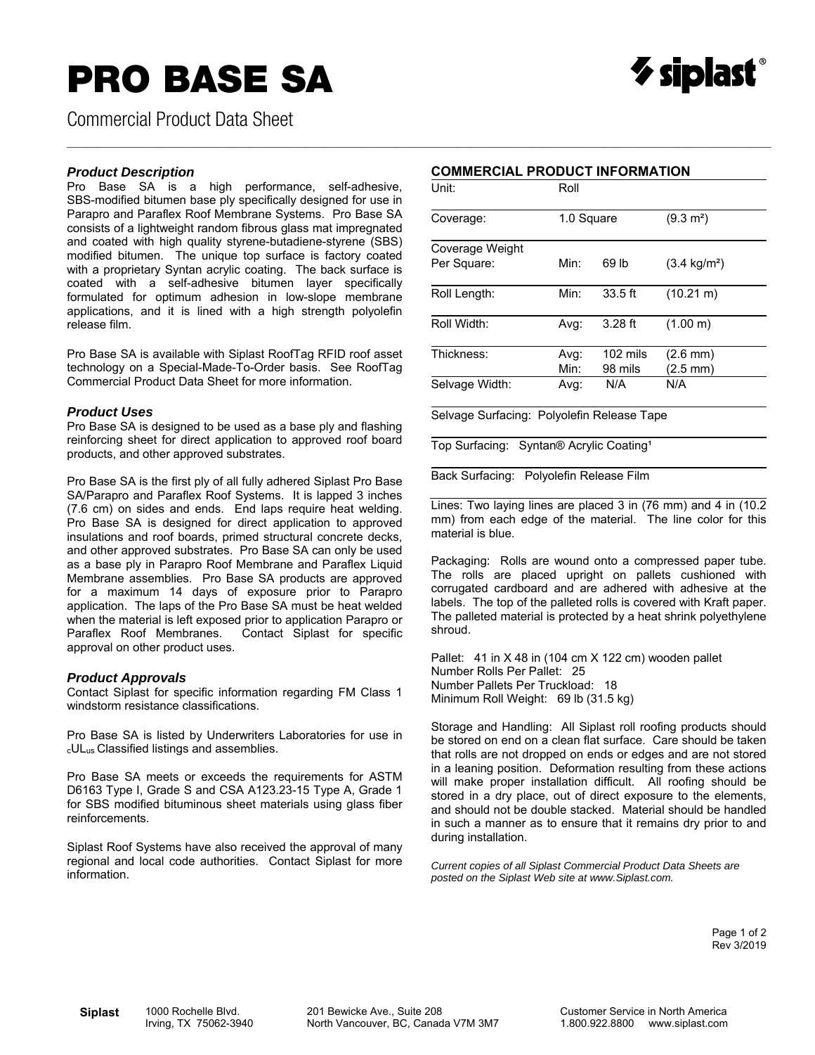# PRO BASE SA

Commercial Product Data Sheet

### *Product Description*

Pro Base SA is a high performance, self-adhesive, SBS-modified bitumen base ply specifically designed for use in Parapro and Paraflex Roof Membrane Systems. Pro Base SA consists of a lightweight random fibrous glass mat impregnated and coated with high quality styrene-butadiene-styrene (SBS) modified bitumen. The unique top surface is factory coated with a proprietary Syntan acrylic coating. The back surface is coated with a self-adhesive bitumen layer specifically formulated for optimum adhesion in low-slope membrane applications, and it is lined with a high strength polyolefin release film.

Pro Base SA is available with Siplast RoofTag RFID roof asset technology on a Special-Made-To-Order basis. See RoofTag Commercial Product Data Sheet for more information.

### *Product Uses*

Pro Base SA is designed to be used as a base ply and flashing reinforcing sheet for direct application to approved roof board products, and other approved substrates.

Pro Base SA is the first ply of all fully adhered Siplast Pro Base SA/Parapro and Paraflex Roof Systems. It is lapped 3 inches (7.6 cm) on sides and ends. End laps require heat welding. Pro Base SA is designed for direct application to approved insulations and roof boards, primed structural concrete decks, and other approved substrates. Pro Base SA can only be used as a base ply in Parapro Roof Membrane and Paraflex Liquid Membrane assemblies. Pro Base SA products are approved for a maximum 14 days of exposure prior to Parapro application. The laps of the Pro Base SA must be heat welded when the material is left exposed prior to application Parapro or Paraflex Roof Membranes. Contact Siplast for specific approval on other product uses.

### *Product Approvals*

Contact Siplast for specific information regarding FM Class 1 windstorm resistance classifications.

Pro Base SA is listed by Underwriters Laboratories for use in $_{c}$UL$_{us}$ Classified listings and assemblies.

Pro Base SA meets or exceeds the requirements for ASTM D6163 Type I, Grade S and CSA A123.23-15 Type A, Grade 1 for SBS modified bituminous sheet materials using glass fiber reinforcements.

Siplast Roof Systems have also received the approval of many regional and local code authorities. Contact Siplast for more information.

## COMMERCIAL PRODUCT INFORMATION

| | | | |
|---|---|---|---|
| Unit: | Roll | | |
| Coverage: | 1.0 Square | | (9.3 m²) |
| Coverage Weight Per Square: | Min: | 69 lb | (3.4 kg/m²) |
| Roll Length: | Min: | 33.5 ft | (10.21 m) |
| Roll Width: | Avg: | 3.28 ft | (1.00 m) |
| Thickness: | Avg:<br>Min: | 102 mils<br>98 mils | (2.6 mm)<br>(2.5 mm) |
| Selvage Width: | Avg: | N/A | N/A |

Selvage Surfacing: Polyolefin Release Tape

Top Surfacing: Syntan® Acrylic Coating[1]

Back Surfacing: Polyolefin Release Film

Lines: Two laying lines are placed 3 in (76 mm) and 4 in (10.2 mm) from each edge of the material. The line color for this material is blue.

Packaging: Rolls are wound onto a compressed paper tube. The rolls are placed upright on pallets cushioned with corrugated cardboard and are adhered with adhesive at the labels. The top of the palleted rolls is covered with Kraft paper. The palleted material is protected by a heat shrink polyethylene shroud.

Pallet: 41 in X 48 in (104 cm X 122 cm) wooden pallet
Number Rolls Per Pallet: 25
Number Pallets Per Truckload: 18
Minimum Roll Weight: 69 lb (31.5 kg)

Storage and Handling: All Siplast roll roofing products should be stored on end on a clean flat surface. Care should be taken that rolls are not dropped on ends or edges and are not stored in a leaning position. Deformation resulting from these actions will make proper installation difficult. All roofing should be stored in a dry place, out of direct exposure to the elements, and should not be double stacked. Material should be handled in such a manner as to ensure that it remains dry prior to and during installation.

*Current copies of all Siplast Commercial Product Data Sheets are posted on the Siplast Web site at www.Siplast.com.*

Rev 3/2019

**Siplast** 1000 Rochelle Blvd. Irving, TX 75062-3940 | 201 Bewicke Ave., Suite 208 North Vancouver, BC, Canada V7M 3M7 | Customer Service in North America 1.800.922.8800 www.siplast.com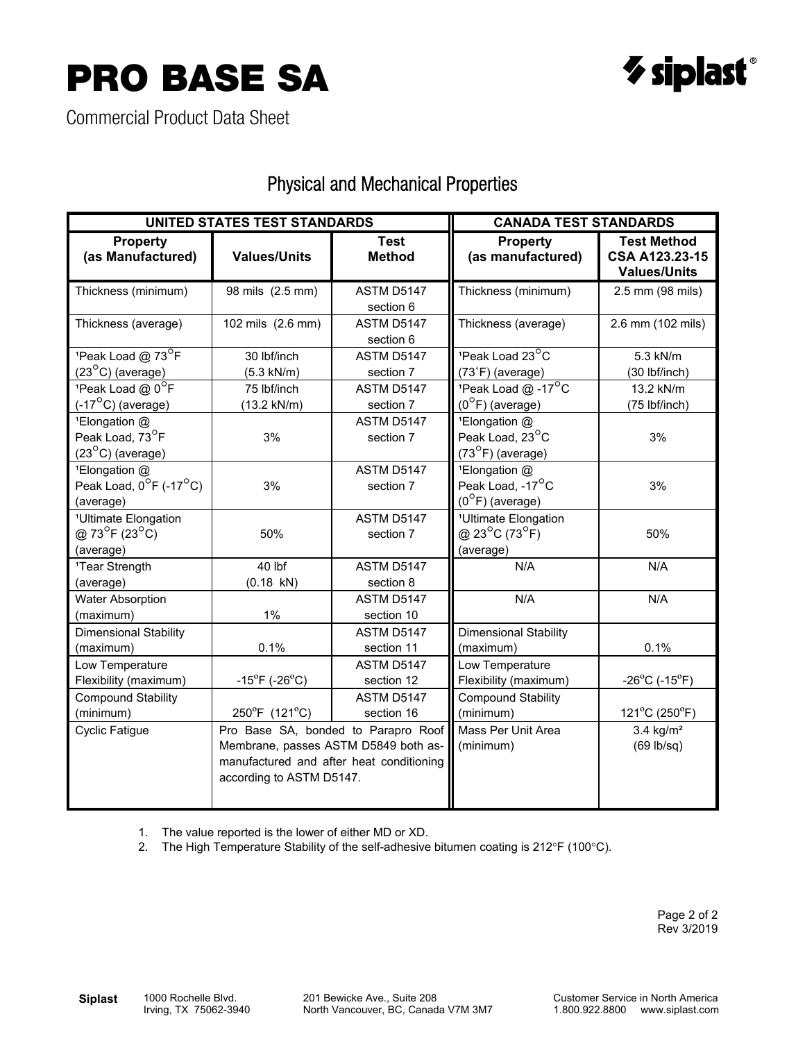# PRO BASE SA

Commercial Product Data Sheet

## Physical and Mechanical Properties

| UNITED STATES TEST STANDARDS | | | CANADA TEST STANDARDS | |
|---|---|---|---|---|
| **Property (as Manufactured)** | **Values/Units** | **Test Method** | **Property (as manufactured)** | **Test Method CSA A123.23-15 Values/Units** |
| Thickness (minimum) | 98 mils (2.5 mm) | ASTM D5147 section 6 | Thickness (minimum) | 2.5 mm (98 mils) |
| Thickness (average) | 102 mils (2.6 mm) | ASTM D5147 section 6 | Thickness (average) | 2.6 mm (102 mils) |
| [1]Peak Load @ 73°F (23°C) (average) | 30 lbf/inch (5.3 kN/m) | ASTM D5147 section 7 | [1]Peak Load 23°C (73°F) (average) | 5.3 kN/m (30 lbf/inch) |
| [1]Peak Load @ 0°F (-17°C) (average) | 75 lbf/inch (13.2 kN/m) | ASTM D5147 section 7 | [1]Peak Load @ -17°C (0°F) (average) | 13.2 kN/m (75 lbf/inch) |
| [1]Elongation @ Peak Load, 73°F (23°C) (average) | 3% | ASTM D5147 section 7 | [1]Elongation @ Peak Load, 23°C (73°F) (average) | 3% |
| [1]Elongation @ Peak Load, 0°F (-17°C) (average) | 3% | ASTM D5147 section 7 | [1]Elongation @ Peak Load, -17°C (0°F) (average) | 3% |
| [1]Ultimate Elongation @ 73°F (23°C) (average) | 50% | ASTM D5147 section 7 | [1]Ultimate Elongation @ 23°C (73°F) (average) | 50% |
| [1]Tear Strength (average) | 40 lbf (0.18 kN) | ASTM D5147 section 8 | N/A | N/A |
| Water Absorption (maximum) | 1% | ASTM D5147 section 10 | N/A | N/A |
| Dimensional Stability (maximum) | 0.1% | ASTM D5147 section 11 | Dimensional Stability (maximum) | 0.1% |
| Low Temperature Flexibility (maximum) | -15°F (-26°C) | ASTM D5147 section 12 | Low Temperature Flexibility (maximum) | -26°C (-15°F) |
| Compound Stability (minimum) | 250°F (121°C) | ASTM D5147 section 16 | Compound Stability (minimum) | 121°C (250°F) |
| Cyclic Fatigue | Pro Base SA, bonded to Parapro Roof Membrane, passes ASTM D5849 both as-manufactured and after heat conditioning according to ASTM D5147. | | Mass Per Unit Area (minimum) | 3.4 kg/m² (69 lb/sq) |

1. The value reported is the lower of either MD or XD.
2. The High Temperature Stability of the self-adhesive bitumen coating is 212°F (100°C).

Rev 3/2019

**Siplast** 1000 Rochelle Blvd. Irving, TX 75062-3940 | 201 Bewicke Ave., Suite 208 North Vancouver, BC, Canada V7M 3M7 | Customer Service in North America 1.800.922.8800 www.siplast.com